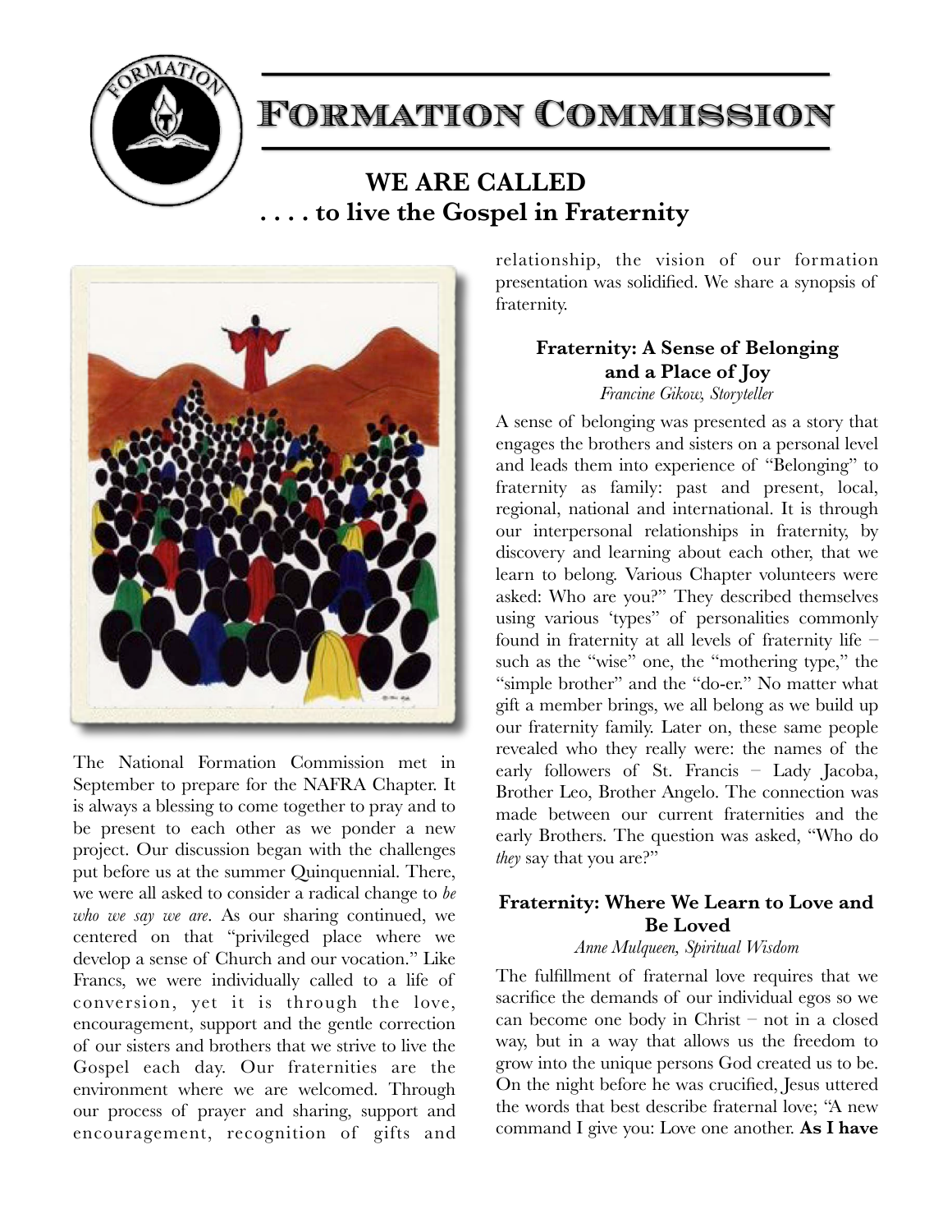# Formation Commission

## WE ARE CALLED
## . . . . to live the Gospel in Fraternity

The National Formation Commission met in September to prepare for the NAFRA Chapter. It is always a blessing to come together to pray and to be present to each other as we ponder a new project. Our discussion began with the challenges put before us at the summer Quinquennial. There, we were all asked to consider a radical change to *be who we say we are*. As our sharing continued, we centered on that "privileged place where we develop a sense of Church and our vocation." Like Francs, we were individually called to a life of conversion, yet it is through the love, encouragement, support and the gentle correction of our sisters and brothers that we strive to live the Gospel each day. Our fraternities are the environment where we are welcomed. Through our process of prayer and sharing, support and encouragement, recognition of gifts and relationship, the vision of our formation presentation was solidified. We share a synopsis of fraternity.

### Fraternity: A Sense of Belonging and a Place of Joy

*Francine Gikow, Storyteller*

A sense of belonging was presented as a story that engages the brothers and sisters on a personal level and leads them into experience of "Belonging" to fraternity as family: past and present, local, regional, national and international. It is through our interpersonal relationships in fraternity, by discovery and learning about each other, that we learn to belong. Various Chapter volunteers were asked: Who are you?" They described themselves using various 'types" of personalities commonly found in fraternity at all levels of fraternity life – such as the "wise" one, the "mothering type," the "simple brother" and the "do-er." No matter what gift a member brings, we all belong as we build up our fraternity family. Later on, these same people revealed who they really were: the names of the early followers of St. Francis – Lady Jacoba, Brother Leo, Brother Angelo. The connection was made between our current fraternities and the early Brothers. The question was asked, "Who do *they* say that you are?"

### Fraternity: Where We Learn to Love and Be Loved

*Anne Mulqueen, Spiritual Wisdom*

The fulfillment of fraternal love requires that we sacrifice the demands of our individual egos so we can become one body in Christ – not in a closed way, but in a way that allows us the freedom to grow into the unique persons God created us to be. On the night before he was crucified, Jesus uttered the words that best describe fraternal love; "A new command I give you: Love one another. **As I have**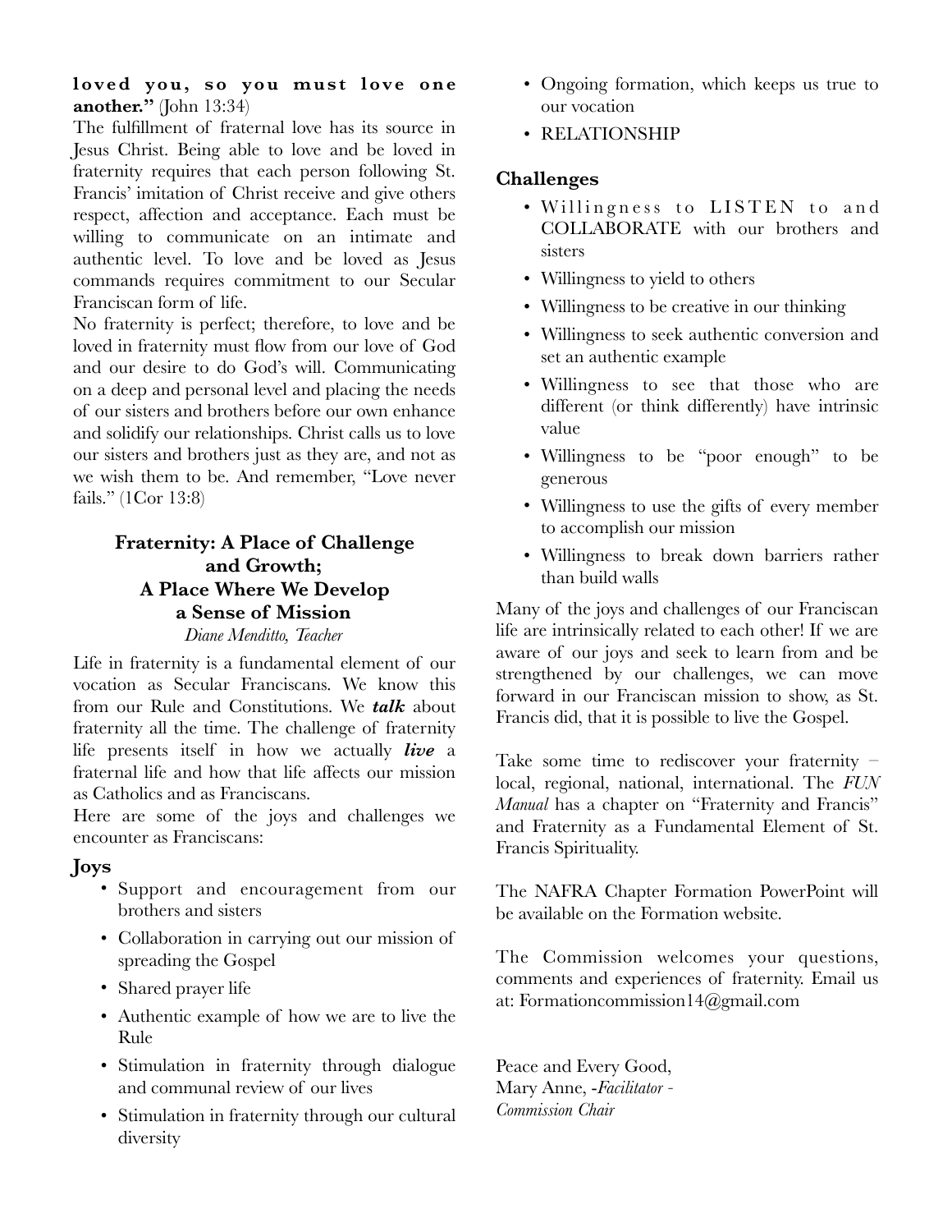**loved you, so you must love one another."** (John 13:34)

The fulfillment of fraternal love has its source in Jesus Christ. Being able to love and be loved in fraternity requires that each person following St. Francis' imitation of Christ receive and give others respect, affection and acceptance. Each must be willing to communicate on an intimate and authentic level. To love and be loved as Jesus commands requires commitment to our Secular Franciscan form of life.

No fraternity is perfect; therefore, to love and be loved in fraternity must flow from our love of God and our desire to do God's will. Communicating on a deep and personal level and placing the needs of our sisters and brothers before our own enhance and solidify our relationships. Christ calls us to love our sisters and brothers just as they are, and not as we wish them to be. And remember, "Love never fails." (1Cor 13:8)

## Fraternity: A Place of Challenge and Growth; A Place Where We Develop a Sense of Mission

*Diane Menditto, Teacher*

Life in fraternity is a fundamental element of our vocation as Secular Franciscans. We know this from our Rule and Constitutions. We ***talk*** about fraternity all the time. The challenge of fraternity life presents itself in how we actually ***live*** a fraternal life and how that life affects our mission as Catholics and as Franciscans.

Here are some of the joys and challenges we encounter as Franciscans:

### Joys

- Support and encouragement from our brothers and sisters
- Collaboration in carrying out our mission of spreading the Gospel
- Shared prayer life
- Authentic example of how we are to live the Rule
- Stimulation in fraternity through dialogue and communal review of our lives
- Stimulation in fraternity through our cultural diversity
- Ongoing formation, which keeps us true to our vocation
- RELATIONSHIP

### Challenges

- Willingness to LISTEN to and COLLABORATE with our brothers and sisters
- Willingness to yield to others
- Willingness to be creative in our thinking
- Willingness to seek authentic conversion and set an authentic example
- Willingness to see that those who are different (or think differently) have intrinsic value
- Willingness to be "poor enough" to be generous
- Willingness to use the gifts of every member to accomplish our mission
- Willingness to break down barriers rather than build walls

Many of the joys and challenges of our Franciscan life are intrinsically related to each other! If we are aware of our joys and seek to learn from and be strengthened by our challenges, we can move forward in our Franciscan mission to show, as St. Francis did, that it is possible to live the Gospel.

Take some time to rediscover your fraternity – local, regional, national, international. The *FUN Manual* has a chapter on "Fraternity and Francis" and Fraternity as a Fundamental Element of St. Francis Spirituality.

The NAFRA Chapter Formation PowerPoint will be available on the Formation website.

The Commission welcomes your questions, comments and experiences of fraternity. Email us at: Formationcommission14@gmail.com

Peace and Every Good,
Mary Anne, -*Facilitator - Commission Chair*